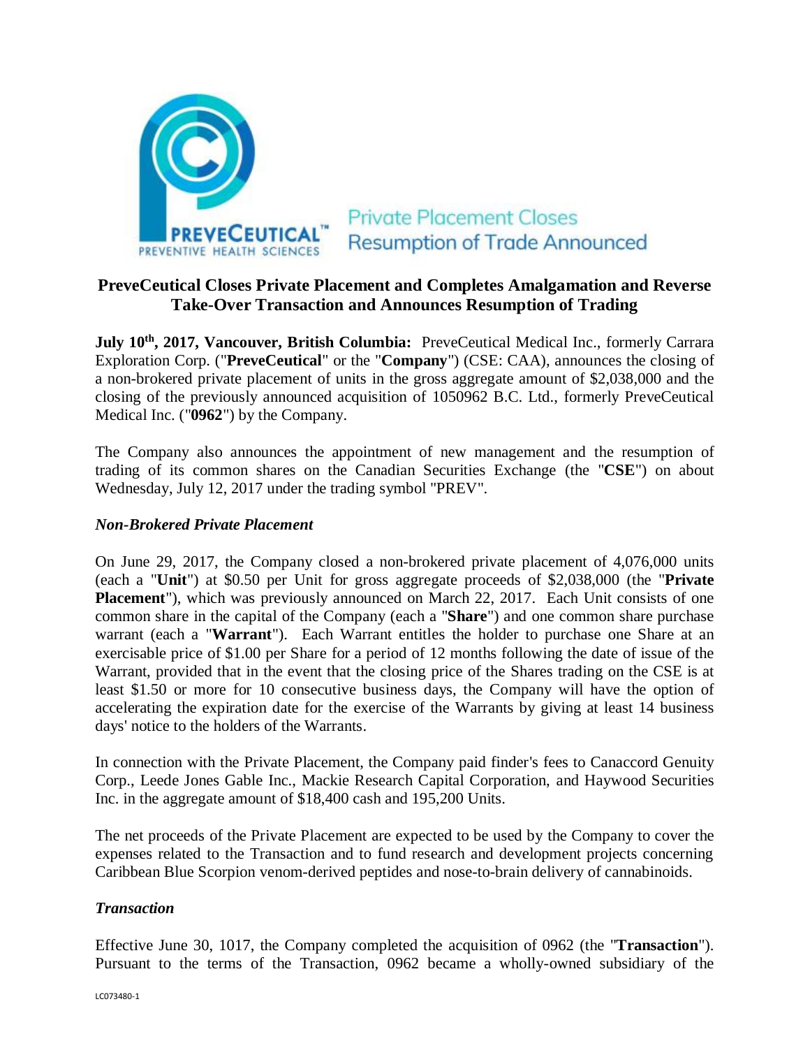Private Placement Closes
Resumption of Trade Announced

## PreveCeutical Closes Private Placement and Completes Amalgamation and Reverse Take-Over Transaction and Announces Resumption of Trading

**July 10th, 2017, Vancouver, British Columbia:** PreveCeutical Medical Inc., formerly Carrara Exploration Corp. ("**PreveCeutical**" or the "**Company**") (CSE: CAA), announces the closing of a non-brokered private placement of units in the gross aggregate amount of $2,038,000 and the closing of the previously announced acquisition of 1050962 B.C. Ltd., formerly PreveCeutical Medical Inc. ("**0962**") by the Company.

The Company also announces the appointment of new management and the resumption of trading of its common shares on the Canadian Securities Exchange (the "**CSE**") on about Wednesday, July 12, 2017 under the trading symbol "PREV".

### *Non-Brokered Private Placement*

On June 29, 2017, the Company closed a non-brokered private placement of 4,076,000 units (each a "**Unit**") at $0.50 per Unit for gross aggregate proceeds of $2,038,000 (the "**Private Placement**"), which was previously announced on March 22, 2017. Each Unit consists of one common share in the capital of the Company (each a "**Share**") and one common share purchase warrant (each a "**Warrant**"). Each Warrant entitles the holder to purchase one Share at an exercisable price of $1.00 per Share for a period of 12 months following the date of issue of the Warrant, provided that in the event that the closing price of the Shares trading on the CSE is at least $1.50 or more for 10 consecutive business days, the Company will have the option of accelerating the expiration date for the exercise of the Warrants by giving at least 14 business days' notice to the holders of the Warrants.

In connection with the Private Placement, the Company paid finder's fees to Canaccord Genuity Corp., Leede Jones Gable Inc., Mackie Research Capital Corporation, and Haywood Securities Inc. in the aggregate amount of $18,400 cash and 195,200 Units.

The net proceeds of the Private Placement are expected to be used by the Company to cover the expenses related to the Transaction and to fund research and development projects concerning Caribbean Blue Scorpion venom-derived peptides and nose-to-brain delivery of cannabinoids.

### *Transaction*

Effective June 30, 1017, the Company completed the acquisition of 0962 (the "**Transaction**"). Pursuant to the terms of the Transaction, 0962 became a wholly-owned subsidiary of the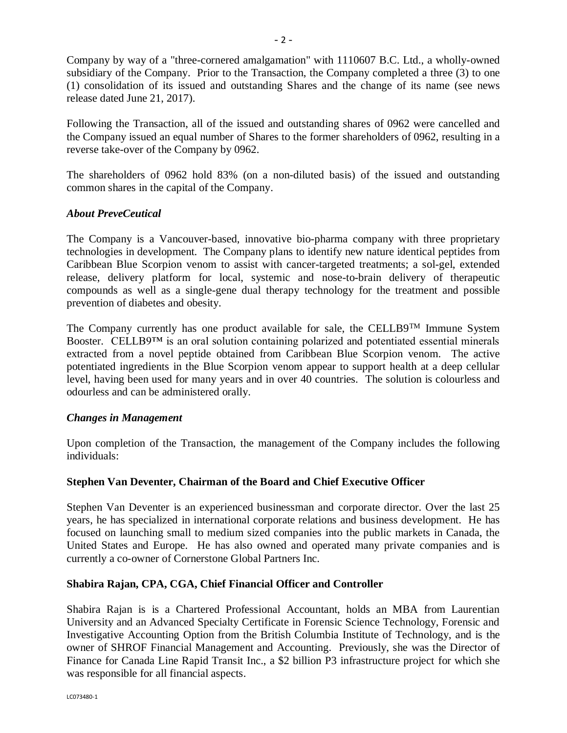Company by way of a "three-cornered amalgamation" with 1110607 B.C. Ltd., a wholly-owned subsidiary of the Company. Prior to the Transaction, the Company completed a three (3) to one (1) consolidation of its issued and outstanding Shares and the change of its name (see news release dated June 21, 2017).

Following the Transaction, all of the issued and outstanding shares of 0962 were cancelled and the Company issued an equal number of Shares to the former shareholders of 0962, resulting in a reverse take-over of the Company by 0962.

The shareholders of 0962 hold 83% (on a non-diluted basis) of the issued and outstanding common shares in the capital of the Company.

***About PreveCeutical***

The Company is a Vancouver-based, innovative bio-pharma company with three proprietary technologies in development. The Company plans to identify new nature identical peptides from Caribbean Blue Scorpion venom to assist with cancer-targeted treatments; a sol-gel, extended release, delivery platform for local, systemic and nose-to-brain delivery of therapeutic compounds as well as a single-gene dual therapy technology for the treatment and possible prevention of diabetes and obesity.

The Company currently has one product available for sale, the CELLB9™ Immune System Booster. CELLB9™ is an oral solution containing polarized and potentiated essential minerals extracted from a novel peptide obtained from Caribbean Blue Scorpion venom. The active potentiated ingredients in the Blue Scorpion venom appear to support health at a deep cellular level, having been used for many years and in over 40 countries. The solution is colourless and odourless and can be administered orally.

***Changes in Management***

Upon completion of the Transaction, the management of the Company includes the following individuals:

**Stephen Van Deventer, Chairman of the Board and Chief Executive Officer**

Stephen Van Deventer is an experienced businessman and corporate director. Over the last 25 years, he has specialized in international corporate relations and business development. He has focused on launching small to medium sized companies into the public markets in Canada, the United States and Europe. He has also owned and operated many private companies and is currently a co-owner of Cornerstone Global Partners Inc.

**Shabira Rajan, CPA, CGA, Chief Financial Officer and Controller**

Shabira Rajan is is a Chartered Professional Accountant, holds an MBA from Laurentian University and an Advanced Specialty Certificate in Forensic Science Technology, Forensic and Investigative Accounting Option from the British Columbia Institute of Technology, and is the owner of SHROF Financial Management and Accounting. Previously, she was the Director of Finance for Canada Line Rapid Transit Inc., a $2 billion P3 infrastructure project for which she was responsible for all financial aspects.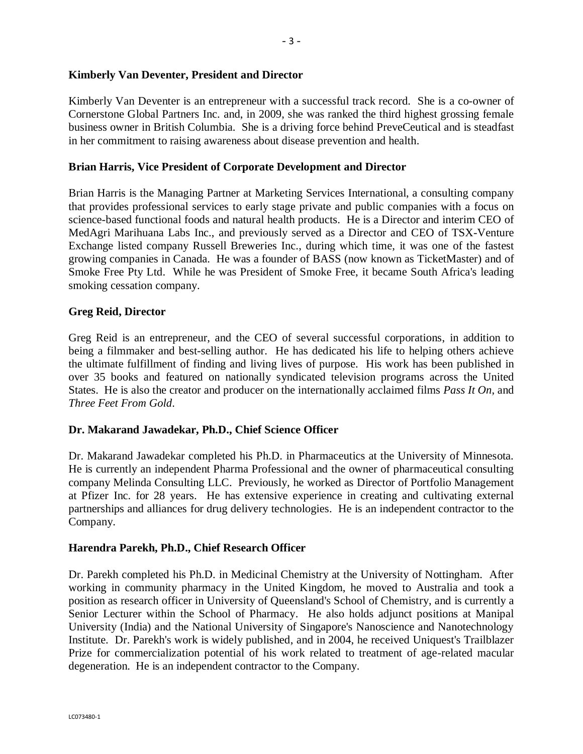**Kimberly Van Deventer, President and Director**

Kimberly Van Deventer is an entrepreneur with a successful track record. She is a co-owner of Cornerstone Global Partners Inc. and, in 2009, she was ranked the third highest grossing female business owner in British Columbia. She is a driving force behind PreveCeutical and is steadfast in her commitment to raising awareness about disease prevention and health.

**Brian Harris, Vice President of Corporate Development and Director**

Brian Harris is the Managing Partner at Marketing Services International, a consulting company that provides professional services to early stage private and public companies with a focus on science-based functional foods and natural health products. He is a Director and interim CEO of MedAgri Marihuana Labs Inc., and previously served as a Director and CEO of TSX-Venture Exchange listed company Russell Breweries Inc., during which time, it was one of the fastest growing companies in Canada. He was a founder of BASS (now known as TicketMaster) and of Smoke Free Pty Ltd. While he was President of Smoke Free, it became South Africa's leading smoking cessation company.

**Greg Reid, Director**

Greg Reid is an entrepreneur, and the CEO of several successful corporations, in addition to being a filmmaker and best-selling author. He has dedicated his life to helping others achieve the ultimate fulfillment of finding and living lives of purpose. His work has been published in over 35 books and featured on nationally syndicated television programs across the United States. He is also the creator and producer on the internationally acclaimed films *Pass It On*, and *Three Feet From Gold*.

**Dr. Makarand Jawadekar, Ph.D., Chief Science Officer**

Dr. Makarand Jawadekar completed his Ph.D. in Pharmaceutics at the University of Minnesota. He is currently an independent Pharma Professional and the owner of pharmaceutical consulting company Melinda Consulting LLC. Previously, he worked as Director of Portfolio Management at Pfizer Inc. for 28 years. He has extensive experience in creating and cultivating external partnerships and alliances for drug delivery technologies. He is an independent contractor to the Company.

**Harendra Parekh, Ph.D., Chief Research Officer**

Dr. Parekh completed his Ph.D. in Medicinal Chemistry at the University of Nottingham. After working in community pharmacy in the United Kingdom, he moved to Australia and took a position as research officer in University of Queensland's School of Chemistry, and is currently a Senior Lecturer within the School of Pharmacy. He also holds adjunct positions at Manipal University (India) and the National University of Singapore's Nanoscience and Nanotechnology Institute. Dr. Parekh's work is widely published, and in 2004, he received Uniquest's Trailblazer Prize for commercialization potential of his work related to treatment of age-related macular degeneration. He is an independent contractor to the Company.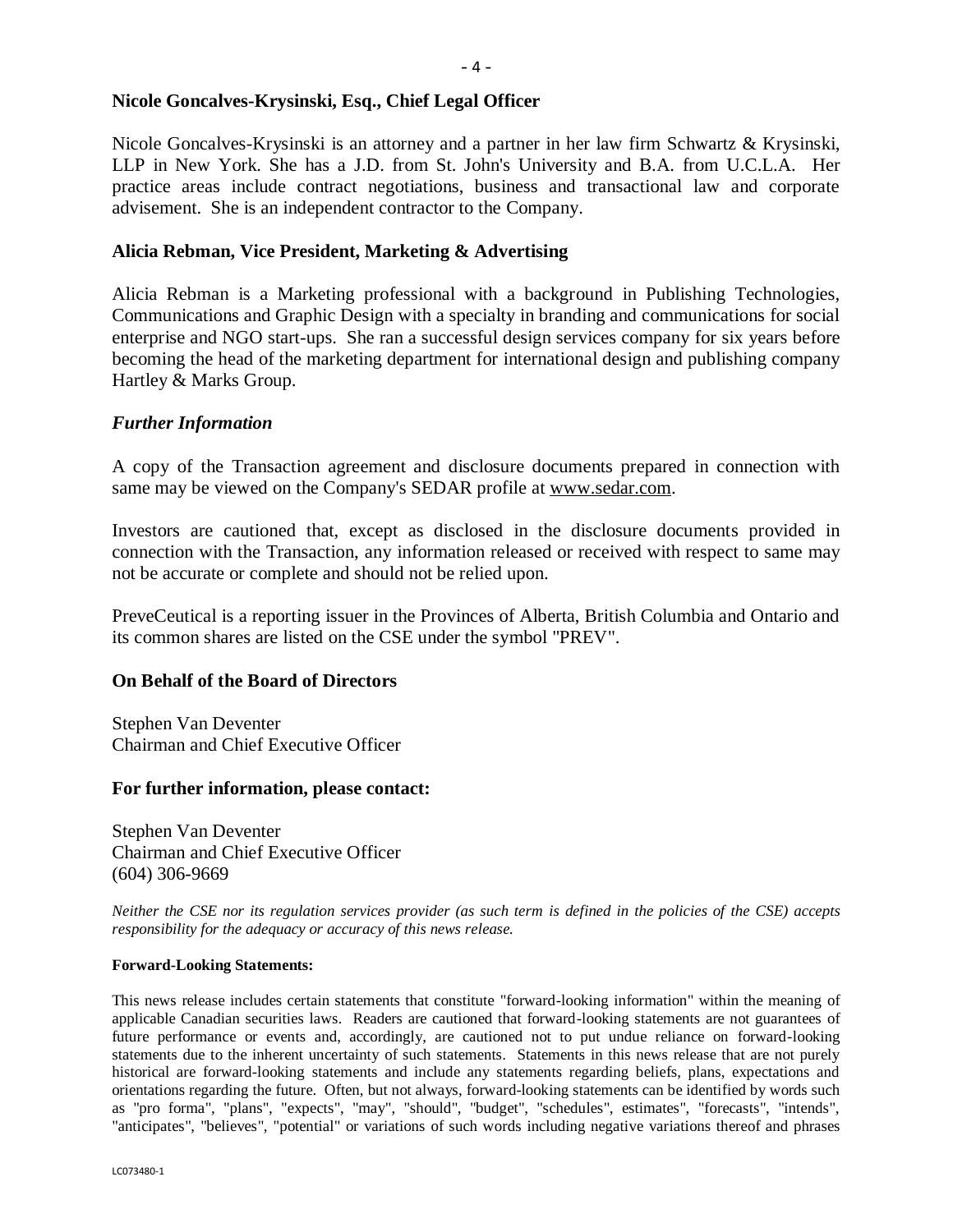**Nicole Goncalves-Krysinski, Esq., Chief Legal Officer**

Nicole Goncalves-Krysinski is an attorney and a partner in her law firm Schwartz & Krysinski, LLP in New York. She has a J.D. from St. John's University and B.A. from U.C.L.A. Her practice areas include contract negotiations, business and transactional law and corporate advisement. She is an independent contractor to the Company.

**Alicia Rebman, Vice President, Marketing & Advertising**

Alicia Rebman is a Marketing professional with a background in Publishing Technologies, Communications and Graphic Design with a specialty in branding and communications for social enterprise and NGO start-ups. She ran a successful design services company for six years before becoming the head of the marketing department for international design and publishing company Hartley & Marks Group.

***Further Information***

A copy of the Transaction agreement and disclosure documents prepared in connection with same may be viewed on the Company's SEDAR profile at www.sedar.com.

Investors are cautioned that, except as disclosed in the disclosure documents provided in connection with the Transaction, any information released or received with respect to same may not be accurate or complete and should not be relied upon.

PreveCeutical is a reporting issuer in the Provinces of Alberta, British Columbia and Ontario and its common shares are listed on the CSE under the symbol "PREV".

**On Behalf of the Board of Directors**

Stephen Van Deventer
Chairman and Chief Executive Officer

**For further information, please contact:**

Stephen Van Deventer
Chairman and Chief Executive Officer
(604) 306-9669

*Neither the CSE nor its regulation services provider (as such term is defined in the policies of the CSE) accepts responsibility for the adequacy or accuracy of this news release.*

**Forward-Looking Statements:**

This news release includes certain statements that constitute "forward-looking information" within the meaning of applicable Canadian securities laws. Readers are cautioned that forward-looking statements are not guarantees of future performance or events and, accordingly, are cautioned not to put undue reliance on forward-looking statements due to the inherent uncertainty of such statements. Statements in this news release that are not purely historical are forward-looking statements and include any statements regarding beliefs, plans, expectations and orientations regarding the future. Often, but not always, forward-looking statements can be identified by words such as "pro forma", "plans", "expects", "may", "should", "budget", "schedules", estimates", "forecasts", "intends", "anticipates", "believes", "potential" or variations of such words including negative variations thereof and phrases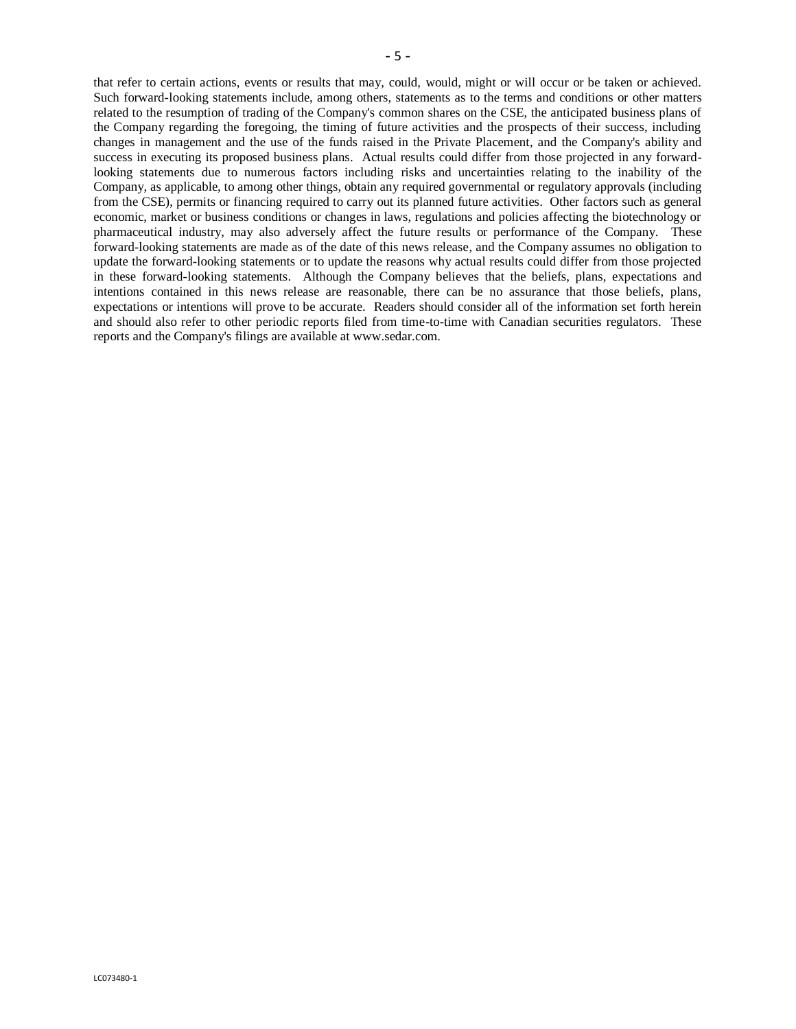that refer to certain actions, events or results that may, could, would, might or will occur or be taken or achieved. Such forward-looking statements include, among others, statements as to the terms and conditions or other matters related to the resumption of trading of the Company's common shares on the CSE, the anticipated business plans of the Company regarding the foregoing, the timing of future activities and the prospects of their success, including changes in management and the use of the funds raised in the Private Placement, and the Company's ability and success in executing its proposed business plans. Actual results could differ from those projected in any forward-looking statements due to numerous factors including risks and uncertainties relating to the inability of the Company, as applicable, to among other things, obtain any required governmental or regulatory approvals (including from the CSE), permits or financing required to carry out its planned future activities. Other factors such as general economic, market or business conditions or changes in laws, regulations and policies affecting the biotechnology or pharmaceutical industry, may also adversely affect the future results or performance of the Company. These forward-looking statements are made as of the date of this news release, and the Company assumes no obligation to update the forward-looking statements or to update the reasons why actual results could differ from those projected in these forward-looking statements. Although the Company believes that the beliefs, plans, expectations and intentions contained in this news release are reasonable, there can be no assurance that those beliefs, plans, expectations or intentions will prove to be accurate. Readers should consider all of the information set forth herein and should also refer to other periodic reports filed from time-to-time with Canadian securities regulators. These reports and the Company's filings are available at www.sedar.com.

LC073480-1